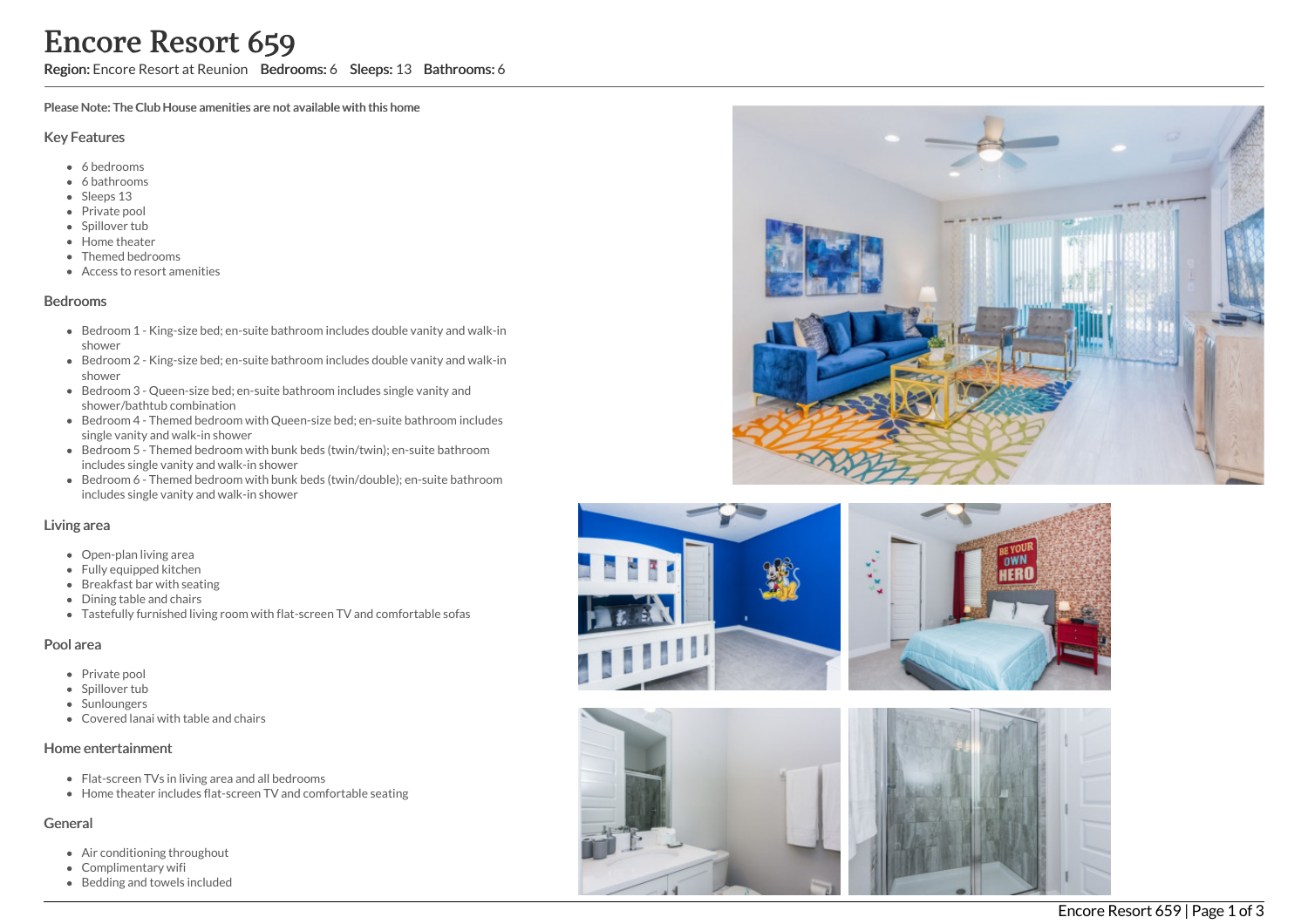# Encore Resort 659

**Region:** Encore Resort at Reunion **Bedrooms:** 6 **Sleeps:** 13 **Bathrooms:** 6

**Please Note: The Club House amenities are not available with this home**

## Key Features

- 6 bedrooms
- 6 bathrooms
- Sleeps 13
- Private pool
- Spillover tub
- Home theater
- Themed bedrooms
- Access to resort amenities

## Bedrooms

- Bedroom 1 - King-size bed; en-suite bathroom includes double vanity and walk-in shower
- Bedroom 2 - King-size bed; en-suite bathroom includes double vanity and walk-in shower
- Bedroom 3 - Queen-size bed; en-suite bathroom includes single vanity and shower/bathtub combination
- Bedroom 4 - Themed bedroom with Queen-size bed; en-suite bathroom includes single vanity and walk-in shower
- Bedroom 5 - Themed bedroom with bunk beds (twin/twin); en-suite bathroom includes single vanity and walk-in shower
- Bedroom 6 - Themed bedroom with bunk beds (twin/double); en-suite bathroom includes single vanity and walk-in shower

## Living area

- Open-plan living area
- Fully equipped kitchen
- Breakfast bar with seating
- Dining table and chairs
- Tastefully furnished living room with flat-screen TV and comfortable sofas

## Pool area

- Private pool
- Spillover tub
- Sunloungers
- Covered lanai with table and chairs

## Home entertainment

- Flat-screen TVs in living area and all bedrooms
- Home theater includes flat-screen TV and comfortable seating

## General

- Air conditioning throughout
- Complimentary wifi
- Bedding and towels included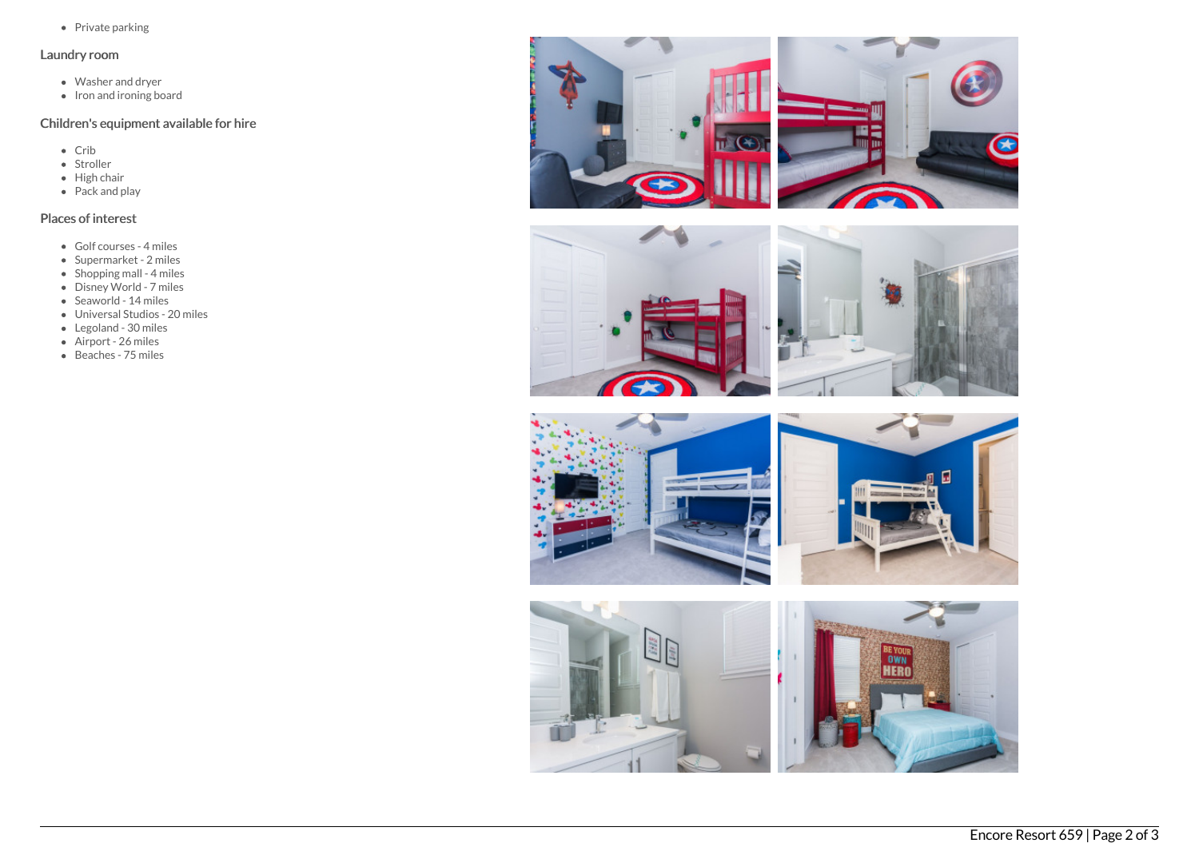- Private parking

## Laundry room

- Washer and dryer
- Iron and ironing board

## Children's equipment available for hire

- Crib
- Stroller
- High chair
- Pack and play

## Places of interest

- Golf courses - 4 miles
- Supermarket - 2 miles
- Shopping mall - 4 miles
- Disney World - 7 miles
- Seaworld - 14 miles
- Universal Studios - 20 miles
- Legoland - 30 miles
- Airport - 26 miles
- Beaches - 75 miles